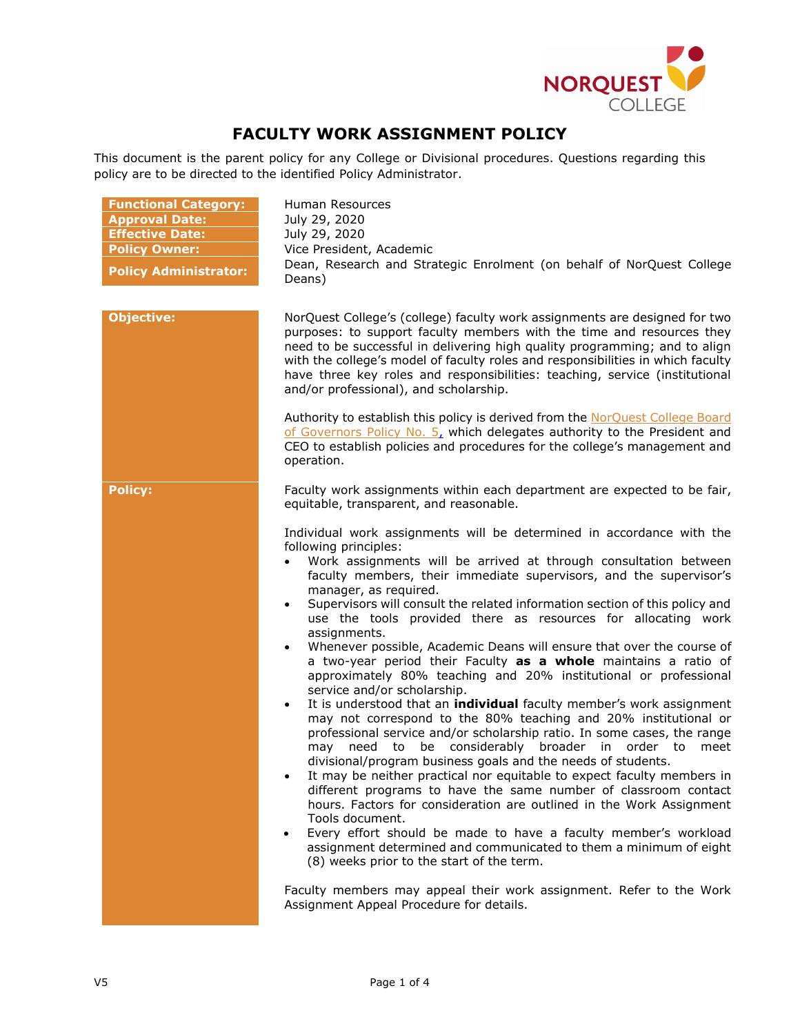# FACULTY WORK ASSIGNMENT POLICY

This document is the parent policy for any College or Divisional procedures. Questions regarding this policy are to be directed to the identified Policy Administrator.

| | |
|---|---|
| **Functional Category:** | Human Resources |
| **Approval Date:** | July 29, 2020 |
| **Effective Date:** | July 29, 2020 |
| **Policy Owner:** | Vice President, Academic |
| **Policy Administrator:** | Dean, Research and Strategic Enrolment (on behalf of NorQuest College Deans) |

**Objective:**

NorQuest College's (college) faculty work assignments are designed for two purposes: to support faculty members with the time and resources they need to be successful in delivering high quality programming; and to align with the college's model of faculty roles and responsibilities in which faculty have three key roles and responsibilities: teaching, service (institutional and/or professional), and scholarship.

Authority to establish this policy is derived from the NorQuest College Board of Governors Policy No. 5, which delegates authority to the President and CEO to establish policies and procedures for the college's management and operation.

**Policy:**

Faculty work assignments within each department are expected to be fair, equitable, transparent, and reasonable.

Individual work assignments will be determined in accordance with the following principles:

- Work assignments will be arrived at through consultation between faculty members, their immediate supervisors, and the supervisor's manager, as required.
- Supervisors will consult the related information section of this policy and use the tools provided there as resources for allocating work assignments.
- Whenever possible, Academic Deans will ensure that over the course of a two-year period their Faculty **as a whole** maintains a ratio of approximately 80% teaching and 20% institutional or professional service and/or scholarship.
- It is understood that an **individual** faculty member's work assignment may not correspond to the 80% teaching and 20% institutional or professional service and/or scholarship ratio. In some cases, the range may need to be considerably broader in order to meet divisional/program business goals and the needs of students.
- It may be neither practical nor equitable to expect faculty members in different programs to have the same number of classroom contact hours. Factors for consideration are outlined in the Work Assignment Tools document.
- Every effort should be made to have a faculty member's workload assignment determined and communicated to them a minimum of eight (8) weeks prior to the start of the term.

Faculty members may appeal their work assignment. Refer to the Work Assignment Appeal Procedure for details.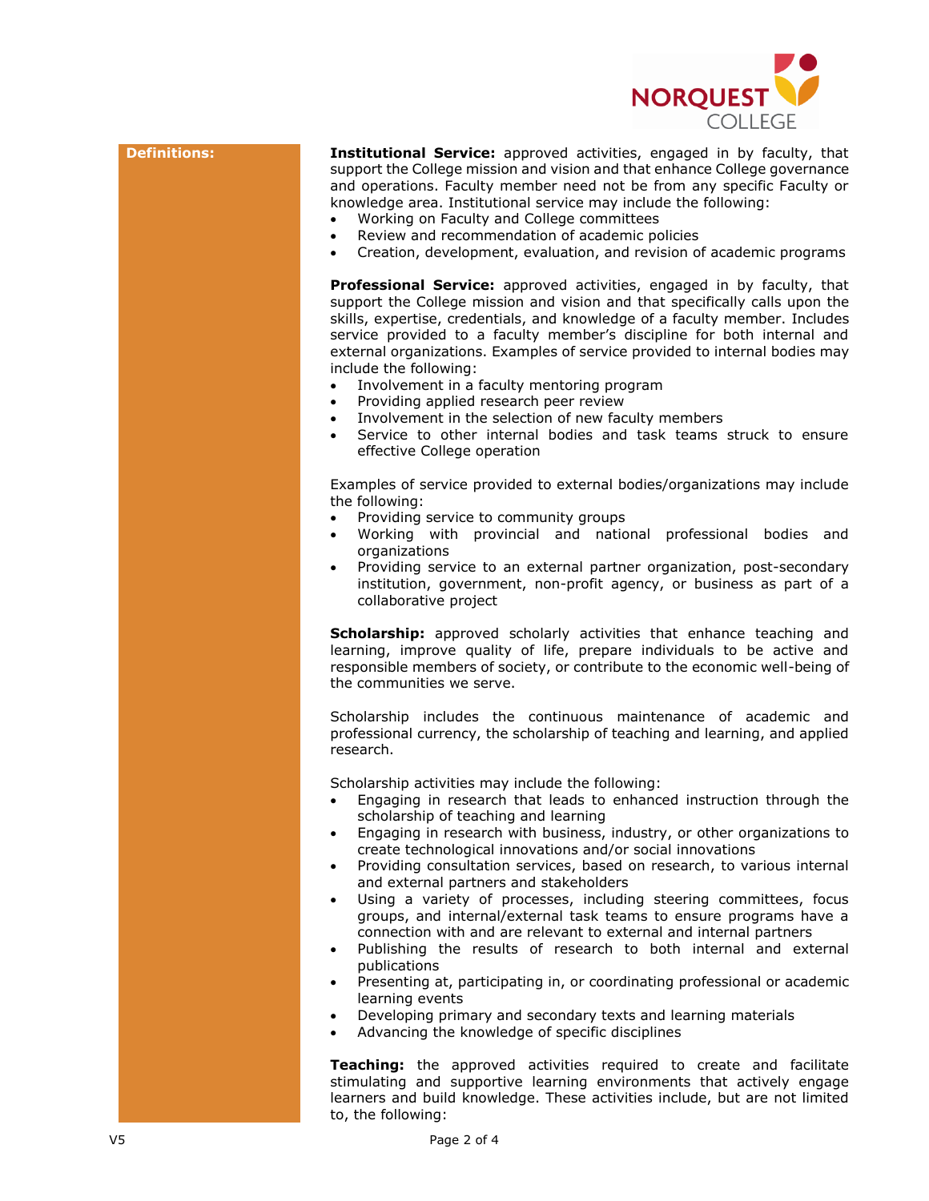**Definitions:**

**Institutional Service:** approved activities, engaged in by faculty, that support the College mission and vision and that enhance College governance and operations. Faculty member need not be from any specific Faculty or knowledge area. Institutional service may include the following:

- Working on Faculty and College committees
- Review and recommendation of academic policies
- Creation, development, evaluation, and revision of academic programs

**Professional Service:** approved activities, engaged in by faculty, that support the College mission and vision and that specifically calls upon the skills, expertise, credentials, and knowledge of a faculty member. Includes service provided to a faculty member's discipline for both internal and external organizations. Examples of service provided to internal bodies may include the following:

- Involvement in a faculty mentoring program
- Providing applied research peer review
- Involvement in the selection of new faculty members
- Service to other internal bodies and task teams struck to ensure effective College operation

Examples of service provided to external bodies/organizations may include the following:

- Providing service to community groups
- Working with provincial and national professional bodies and organizations
- Providing service to an external partner organization, post-secondary institution, government, non-profit agency, or business as part of a collaborative project

**Scholarship:** approved scholarly activities that enhance teaching and learning, improve quality of life, prepare individuals to be active and responsible members of society, or contribute to the economic well-being of the communities we serve.

Scholarship includes the continuous maintenance of academic and professional currency, the scholarship of teaching and learning, and applied research.

Scholarship activities may include the following:

- Engaging in research that leads to enhanced instruction through the scholarship of teaching and learning
- Engaging in research with business, industry, or other organizations to create technological innovations and/or social innovations
- Providing consultation services, based on research, to various internal and external partners and stakeholders
- Using a variety of processes, including steering committees, focus groups, and internal/external task teams to ensure programs have a connection with and are relevant to external and internal partners
- Publishing the results of research to both internal and external publications
- Presenting at, participating in, or coordinating professional or academic learning events
- Developing primary and secondary texts and learning materials
- Advancing the knowledge of specific disciplines

**Teaching:** the approved activities required to create and facilitate stimulating and supportive learning environments that actively engage learners and build knowledge. These activities include, but are not limited to, the following: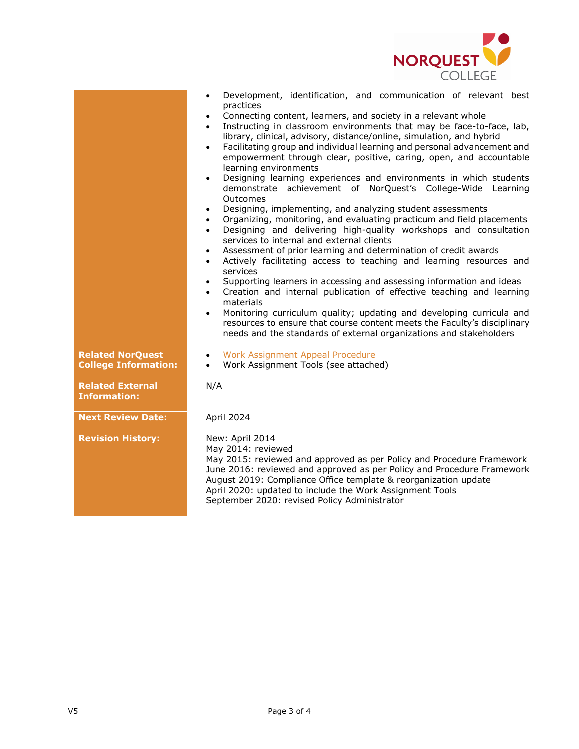- Development, identification, and communication of relevant best practices
- Connecting content, learners, and society in a relevant whole
- Instructing in classroom environments that may be face-to-face, lab, library, clinical, advisory, distance/online, simulation, and hybrid
- Facilitating group and individual learning and personal advancement and empowerment through clear, positive, caring, open, and accountable learning environments
- Designing learning experiences and environments in which students demonstrate achievement of NorQuest's College-Wide Learning Outcomes
- Designing, implementing, and analyzing student assessments
- Organizing, monitoring, and evaluating practicum and field placements
- Designing and delivering high-quality workshops and consultation services to internal and external clients
- Assessment of prior learning and determination of credit awards
- Actively facilitating access to teaching and learning resources and services
- Supporting learners in accessing and assessing information and ideas
- Creation and internal publication of effective teaching and learning materials
- Monitoring curriculum quality; updating and developing curricula and resources to ensure that course content meets the Faculty's disciplinary needs and the standards of external organizations and stakeholders

| | |
|---|---|
| **Related NorQuest College Information:** | • Work Assignment Appeal Procedure<br>• Work Assignment Tools (see attached) |
| **Related External Information:** | N/A |
| **Next Review Date:** | April 2024 |
| **Revision History:** | New: April 2014<br>May 2014: reviewed<br>May 2015: reviewed and approved as per Policy and Procedure Framework<br>June 2016: reviewed and approved as per Policy and Procedure Framework<br>August 2019: Compliance Office template & reorganization update<br>April 2020: updated to include the Work Assignment Tools<br>September 2020: revised Policy Administrator |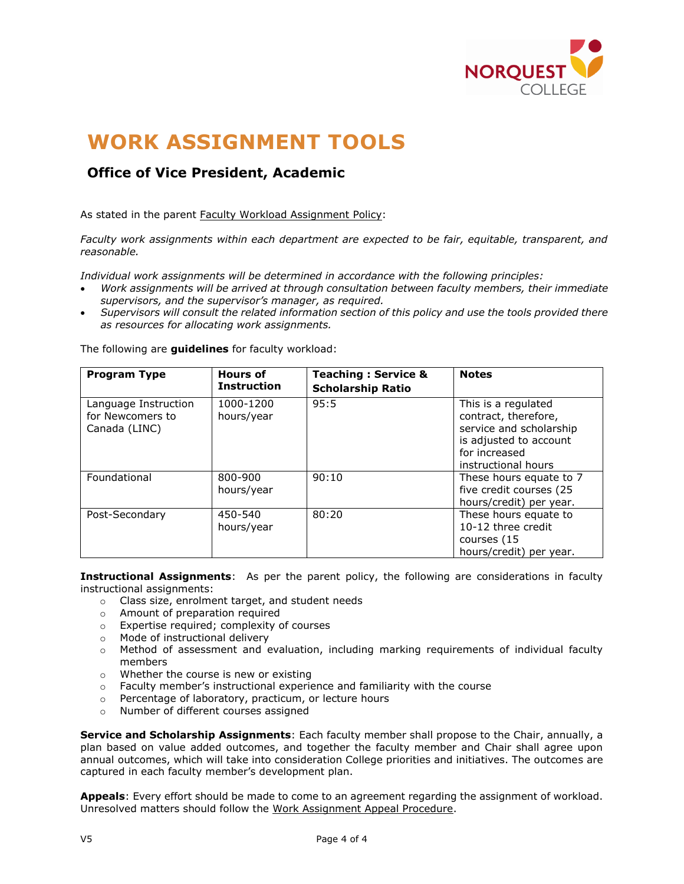# WORK ASSIGNMENT TOOLS

## Office of Vice President, Academic

As stated in the parent Faculty Workload Assignment Policy:

*Faculty work assignments within each department are expected to be fair, equitable, transparent, and reasonable.*

*Individual work assignments will be determined in accordance with the following principles:*

- *Work assignments will be arrived at through consultation between faculty members, their immediate supervisors, and the supervisor's manager, as required.*
- *Supervisors will consult the related information section of this policy and use the tools provided there as resources for allocating work assignments.*

The following are **guidelines** for faculty workload:

| Program Type | Hours of Instruction | Teaching : Service & Scholarship Ratio | Notes |
|---|---|---|---|
| Language Instruction for Newcomers to Canada (LINC) | 1000-1200 hours/year | 95:5 | This is a regulated contract, therefore, service and scholarship is adjusted to account for increased instructional hours |
| Foundational | 800-900 hours/year | 90:10 | These hours equate to 7 five credit courses (25 hours/credit) per year. |
| Post-Secondary | 450-540 hours/year | 80:20 | These hours equate to 10-12 three credit courses (15 hours/credit) per year. |

**Instructional Assignments**: As per the parent policy, the following are considerations in faculty instructional assignments:

- Class size, enrolment target, and student needs
- Amount of preparation required
- Expertise required; complexity of courses
- Mode of instructional delivery
- Method of assessment and evaluation, including marking requirements of individual faculty members
- Whether the course is new or existing
- Faculty member's instructional experience and familiarity with the course
- Percentage of laboratory, practicum, or lecture hours
- Number of different courses assigned

**Service and Scholarship Assignments**: Each faculty member shall propose to the Chair, annually, a plan based on value added outcomes, and together the faculty member and Chair shall agree upon annual outcomes, which will take into consideration College priorities and initiatives. The outcomes are captured in each faculty member's development plan.

**Appeals**: Every effort should be made to come to an agreement regarding the assignment of workload. Unresolved matters should follow the Work Assignment Appeal Procedure.

V5